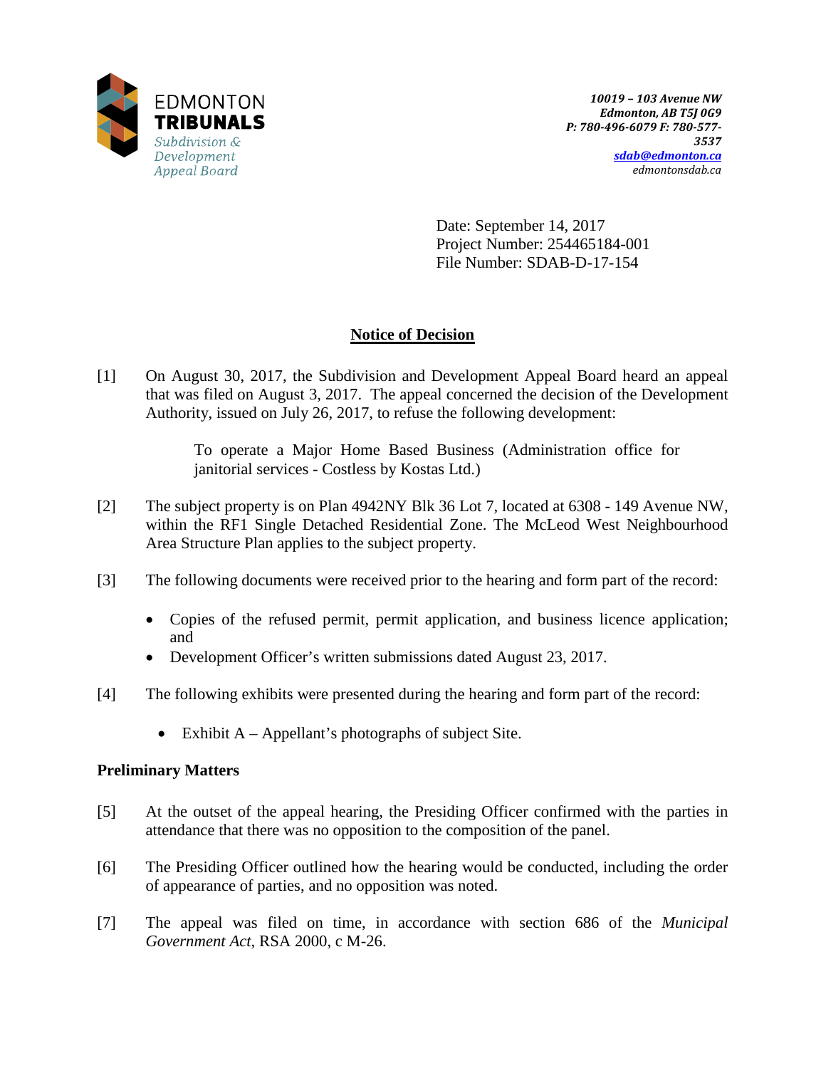EDMONTON
**TRIBUNALS**
*Subdivision & Development Appeal Board*

*10019 – 103 Avenue NW*
*Edmonton, AB T5J 0G9*
*P: 780-496-6079 F: 780-577-3537*
*sdab@edmonton.ca*
*edmontonsdab.ca*

Date: September 14, 2017
Project Number: 254465184-001
File Number: SDAB-D-17-154

## Notice of Decision

[1] On August 30, 2017, the Subdivision and Development Appeal Board heard an appeal that was filed on August 3, 2017. The appeal concerned the decision of the Development Authority, issued on July 26, 2017, to refuse the following development:

> To operate a Major Home Based Business (Administration office for janitorial services - Costless by Kostas Ltd.)

[2] The subject property is on Plan 4942NY Blk 36 Lot 7, located at 6308 - 149 Avenue NW, within the RF1 Single Detached Residential Zone. The McLeod West Neighbourhood Area Structure Plan applies to the subject property.

[3] The following documents were received prior to the hearing and form part of the record:

- Copies of the refused permit, permit application, and business licence application; and
- Development Officer's written submissions dated August 23, 2017.

[4] The following exhibits were presented during the hearing and form part of the record:

- Exhibit A – Appellant's photographs of subject Site.

### Preliminary Matters

[5] At the outset of the appeal hearing, the Presiding Officer confirmed with the parties in attendance that there was no opposition to the composition of the panel.

[6] The Presiding Officer outlined how the hearing would be conducted, including the order of appearance of parties, and no opposition was noted.

[7] The appeal was filed on time, in accordance with section 686 of the *Municipal Government Act*, RSA 2000, c M-26.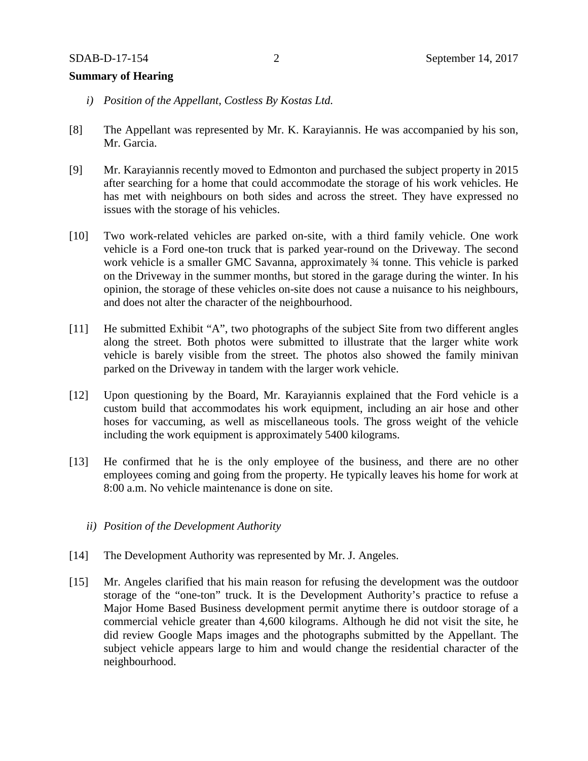**Summary of Hearing**

*i) Position of the Appellant, Costless By Kostas Ltd.*

[8] The Appellant was represented by Mr. K. Karayiannis. He was accompanied by his son, Mr. Garcia.

[9] Mr. Karayiannis recently moved to Edmonton and purchased the subject property in 2015 after searching for a home that could accommodate the storage of his work vehicles. He has met with neighbours on both sides and across the street. They have expressed no issues with the storage of his vehicles.

[10] Two work-related vehicles are parked on-site, with a third family vehicle. One work vehicle is a Ford one-ton truck that is parked year-round on the Driveway. The second work vehicle is a smaller GMC Savanna, approximately ¾ tonne. This vehicle is parked on the Driveway in the summer months, but stored in the garage during the winter. In his opinion, the storage of these vehicles on-site does not cause a nuisance to his neighbours, and does not alter the character of the neighbourhood.

[11] He submitted Exhibit "A", two photographs of the subject Site from two different angles along the street. Both photos were submitted to illustrate that the larger white work vehicle is barely visible from the street. The photos also showed the family minivan parked on the Driveway in tandem with the larger work vehicle.

[12] Upon questioning by the Board, Mr. Karayiannis explained that the Ford vehicle is a custom build that accommodates his work equipment, including an air hose and other hoses for vaccuming, as well as miscellaneous tools. The gross weight of the vehicle including the work equipment is approximately 5400 kilograms.

[13] He confirmed that he is the only employee of the business, and there are no other employees coming and going from the property. He typically leaves his home for work at 8:00 a.m. No vehicle maintenance is done on site.

*ii) Position of the Development Authority*

[14] The Development Authority was represented by Mr. J. Angeles.

[15] Mr. Angeles clarified that his main reason for refusing the development was the outdoor storage of the "one-ton" truck. It is the Development Authority's practice to refuse a Major Home Based Business development permit anytime there is outdoor storage of a commercial vehicle greater than 4,600 kilograms. Although he did not visit the site, he did review Google Maps images and the photographs submitted by the Appellant. The subject vehicle appears large to him and would change the residential character of the neighbourhood.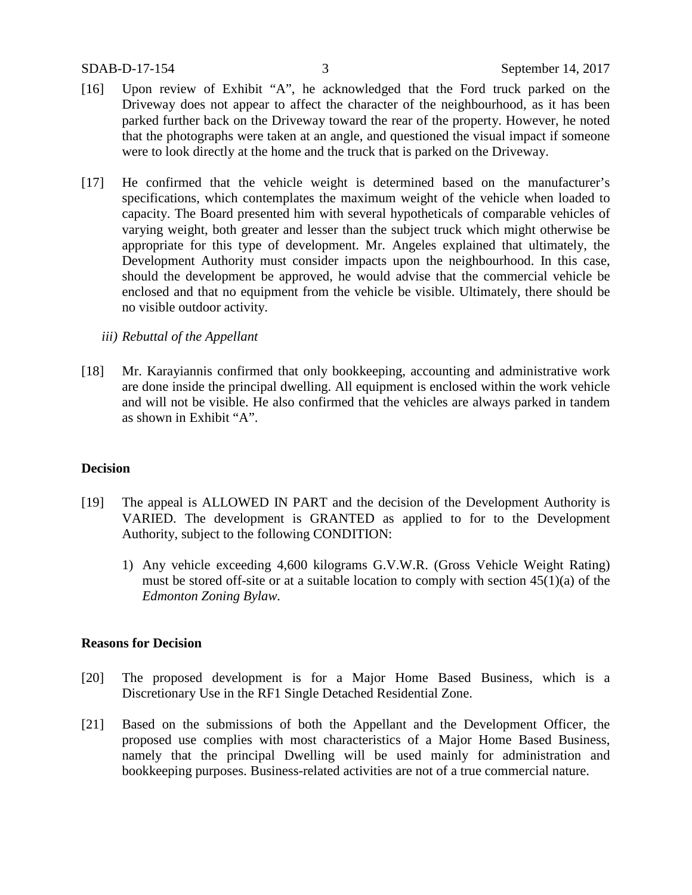[16] Upon review of Exhibit "A", he acknowledged that the Ford truck parked on the Driveway does not appear to affect the character of the neighbourhood, as it has been parked further back on the Driveway toward the rear of the property. However, he noted that the photographs were taken at an angle, and questioned the visual impact if someone were to look directly at the home and the truck that is parked on the Driveway.

[17] He confirmed that the vehicle weight is determined based on the manufacturer's specifications, which contemplates the maximum weight of the vehicle when loaded to capacity. The Board presented him with several hypotheticals of comparable vehicles of varying weight, both greater and lesser than the subject truck which might otherwise be appropriate for this type of development. Mr. Angeles explained that ultimately, the Development Authority must consider impacts upon the neighbourhood. In this case, should the development be approved, he would advise that the commercial vehicle be enclosed and that no equipment from the vehicle be visible. Ultimately, there should be no visible outdoor activity.

*iii) Rebuttal of the Appellant*

[18] Mr. Karayiannis confirmed that only bookkeeping, accounting and administrative work are done inside the principal dwelling. All equipment is enclosed within the work vehicle and will not be visible. He also confirmed that the vehicles are always parked in tandem as shown in Exhibit "A".

## Decision

[19] The appeal is ALLOWED IN PART and the decision of the Development Authority is VARIED. The development is GRANTED as applied to for to the Development Authority, subject to the following CONDITION:

1) Any vehicle exceeding 4,600 kilograms G.V.W.R. (Gross Vehicle Weight Rating) must be stored off-site or at a suitable location to comply with section 45(1)(a) of the *Edmonton Zoning Bylaw.*

## Reasons for Decision

[20] The proposed development is for a Major Home Based Business, which is a Discretionary Use in the RF1 Single Detached Residential Zone.

[21] Based on the submissions of both the Appellant and the Development Officer, the proposed use complies with most characteristics of a Major Home Based Business, namely that the principal Dwelling will be used mainly for administration and bookkeeping purposes. Business-related activities are not of a true commercial nature.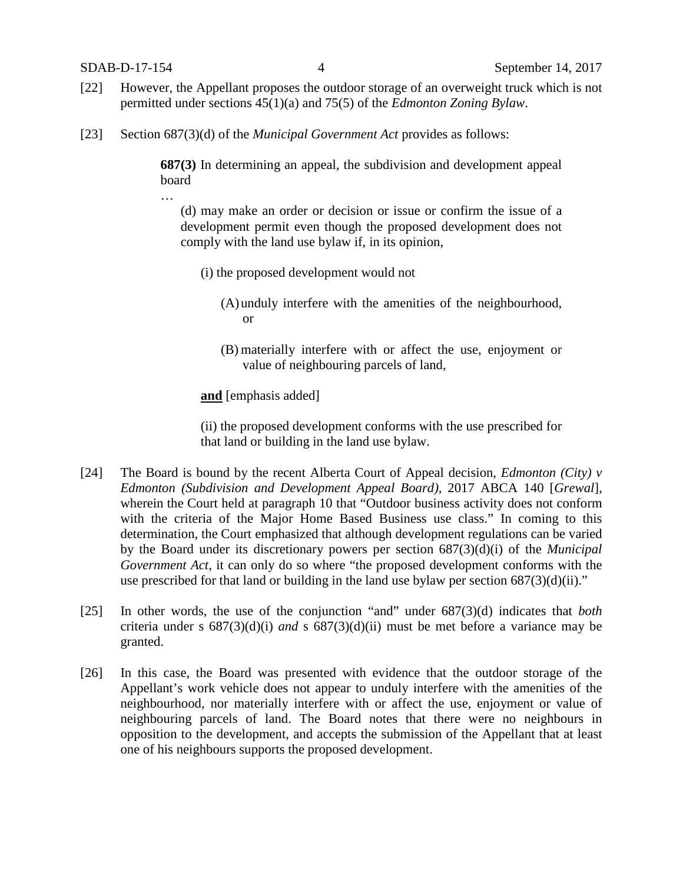[22] However, the Appellant proposes the outdoor storage of an overweight truck which is not permitted under sections 45(1)(a) and 75(5) of the *Edmonton Zoning Bylaw*.

[23] Section 687(3)(d) of the *Municipal Government Act* provides as follows:

> **687(3)** In determining an appeal, the subdivision and development appeal board
>
> …
>
> (d) may make an order or decision or issue or confirm the issue of a development permit even though the proposed development does not comply with the land use bylaw if, in its opinion,
>
> (i) the proposed development would not
>
> (A) unduly interfere with the amenities of the neighbourhood, or
>
> (B) materially interfere with or affect the use, enjoyment or value of neighbouring parcels of land,
>
> **<u>and</u>** [emphasis added]
>
> (ii) the proposed development conforms with the use prescribed for that land or building in the land use bylaw.

[24] The Board is bound by the recent Alberta Court of Appeal decision, *Edmonton (City) v Edmonton (Subdivision and Development Appeal Board)*, 2017 ABCA 140 [*Grewal*], wherein the Court held at paragraph 10 that "Outdoor business activity does not conform with the criteria of the Major Home Based Business use class." In coming to this determination, the Court emphasized that although development regulations can be varied by the Board under its discretionary powers per section 687(3)(d)(i) of the *Municipal Government Act*, it can only do so where "the proposed development conforms with the use prescribed for that land or building in the land use bylaw per section 687(3)(d)(ii)."

[25] In other words, the use of the conjunction "and" under 687(3)(d) indicates that *both* criteria under s 687(3)(d)(i) *and* s 687(3)(d)(ii) must be met before a variance may be granted.

[26] In this case, the Board was presented with evidence that the outdoor storage of the Appellant's work vehicle does not appear to unduly interfere with the amenities of the neighbourhood, nor materially interfere with or affect the use, enjoyment or value of neighbouring parcels of land. The Board notes that there were no neighbours in opposition to the development, and accepts the submission of the Appellant that at least one of his neighbours supports the proposed development.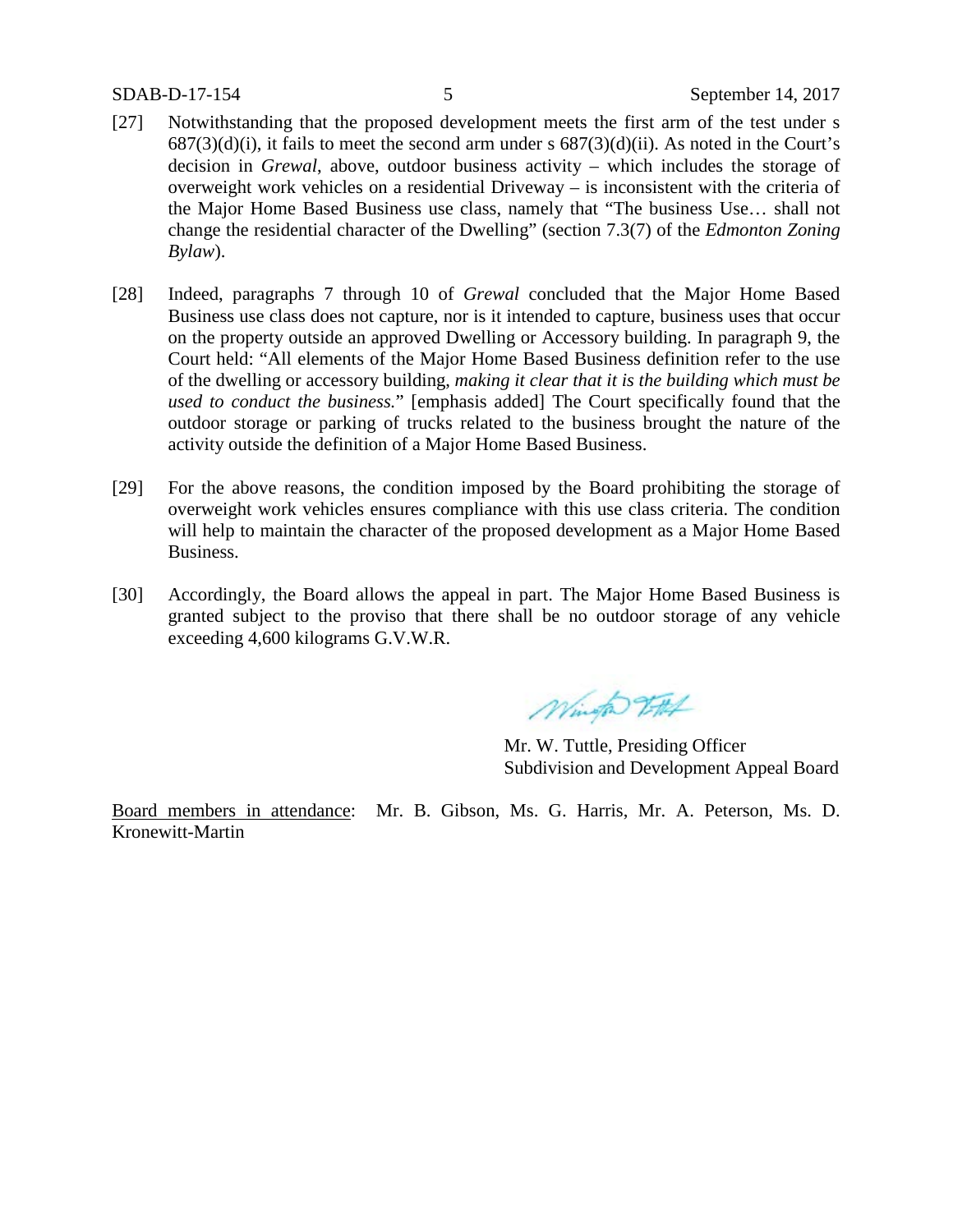[27] Notwithstanding that the proposed development meets the first arm of the test under s 687(3)(d)(i), it fails to meet the second arm under s 687(3)(d)(ii). As noted in the Court's decision in *Grewal*, above, outdoor business activity – which includes the storage of overweight work vehicles on a residential Driveway – is inconsistent with the criteria of the Major Home Based Business use class, namely that "The business Use… shall not change the residential character of the Dwelling" (section 7.3(7) of the *Edmonton Zoning Bylaw*).

[28] Indeed, paragraphs 7 through 10 of *Grewal* concluded that the Major Home Based Business use class does not capture, nor is it intended to capture, business uses that occur on the property outside an approved Dwelling or Accessory building. In paragraph 9, the Court held: "All elements of the Major Home Based Business definition refer to the use of the dwelling or accessory building, *making it clear that it is the building which must be used to conduct the business.*" [emphasis added] The Court specifically found that the outdoor storage or parking of trucks related to the business brought the nature of the activity outside the definition of a Major Home Based Business.

[29] For the above reasons, the condition imposed by the Board prohibiting the storage of overweight work vehicles ensures compliance with this use class criteria. The condition will help to maintain the character of the proposed development as a Major Home Based Business.

[30] Accordingly, the Board allows the appeal in part. The Major Home Based Business is granted subject to the proviso that there shall be no outdoor storage of any vehicle exceeding 4,600 kilograms G.V.W.R.

Mr. W. Tuttle, Presiding Officer
Subdivision and Development Appeal Board

Board members in attendance: Mr. B. Gibson, Ms. G. Harris, Mr. A. Peterson, Ms. D. Kronewitt-Martin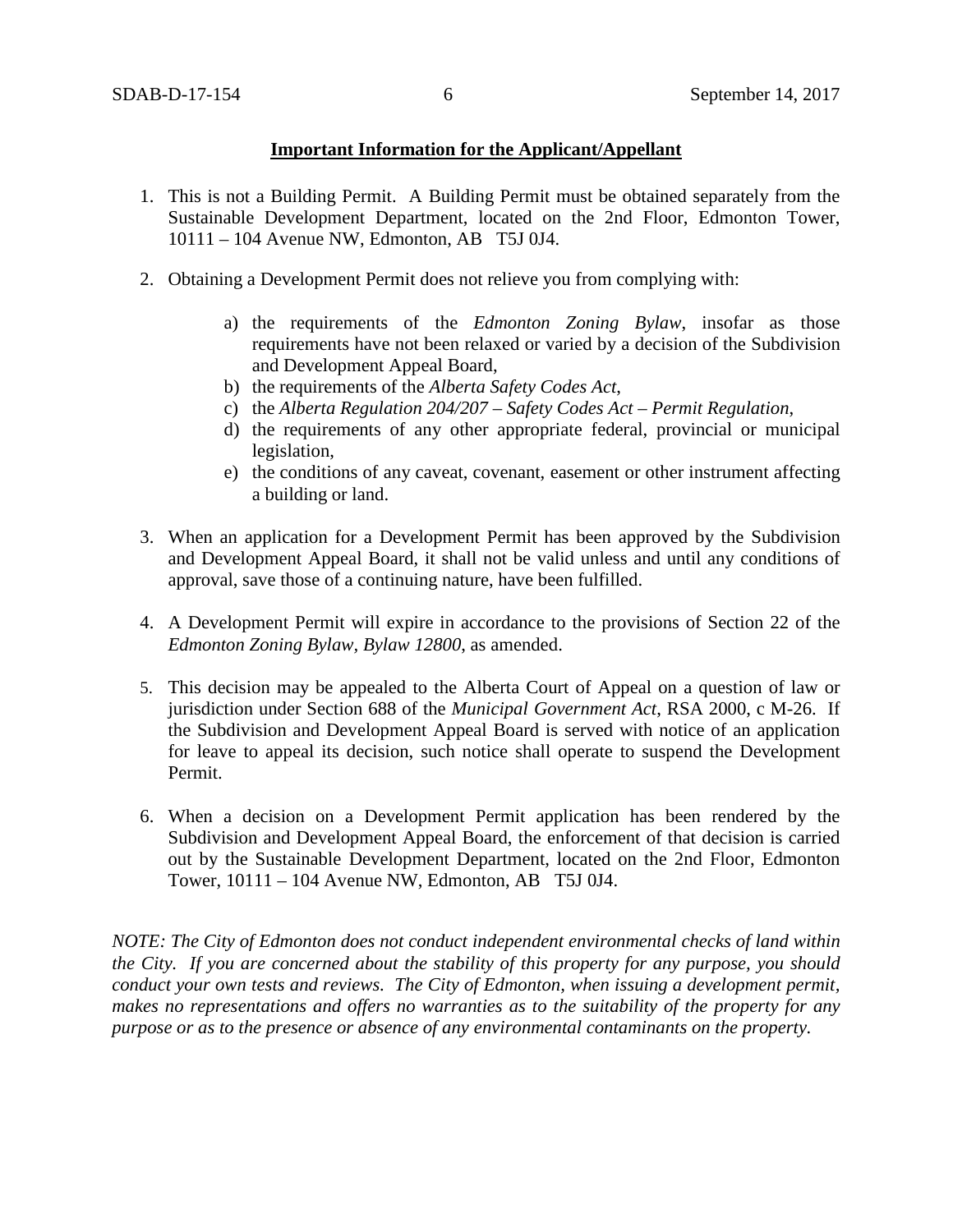**Important Information for the Applicant/Appellant**

1. This is not a Building Permit. A Building Permit must be obtained separately from the Sustainable Development Department, located on the 2nd Floor, Edmonton Tower, 10111 – 104 Avenue NW, Edmonton, AB T5J 0J4.

2. Obtaining a Development Permit does not relieve you from complying with:

   a) the requirements of the *Edmonton Zoning Bylaw*, insofar as those requirements have not been relaxed or varied by a decision of the Subdivision and Development Appeal Board,
   b) the requirements of the *Alberta Safety Codes Act*,
   c) the *Alberta Regulation 204/207 – Safety Codes Act – Permit Regulation*,
   d) the requirements of any other appropriate federal, provincial or municipal legislation,
   e) the conditions of any caveat, covenant, easement or other instrument affecting a building or land.

3. When an application for a Development Permit has been approved by the Subdivision and Development Appeal Board, it shall not be valid unless and until any conditions of approval, save those of a continuing nature, have been fulfilled.

4. A Development Permit will expire in accordance to the provisions of Section 22 of the *Edmonton Zoning Bylaw, Bylaw 12800*, as amended.

5. This decision may be appealed to the Alberta Court of Appeal on a question of law or jurisdiction under Section 688 of the *Municipal Government Act*, RSA 2000, c M-26. If the Subdivision and Development Appeal Board is served with notice of an application for leave to appeal its decision, such notice shall operate to suspend the Development Permit.

6. When a decision on a Development Permit application has been rendered by the Subdivision and Development Appeal Board, the enforcement of that decision is carried out by the Sustainable Development Department, located on the 2nd Floor, Edmonton Tower, 10111 – 104 Avenue NW, Edmonton, AB T5J 0J4.

*NOTE: The City of Edmonton does not conduct independent environmental checks of land within the City. If you are concerned about the stability of this property for any purpose, you should conduct your own tests and reviews. The City of Edmonton, when issuing a development permit, makes no representations and offers no warranties as to the suitability of the property for any purpose or as to the presence or absence of any environmental contaminants on the property.*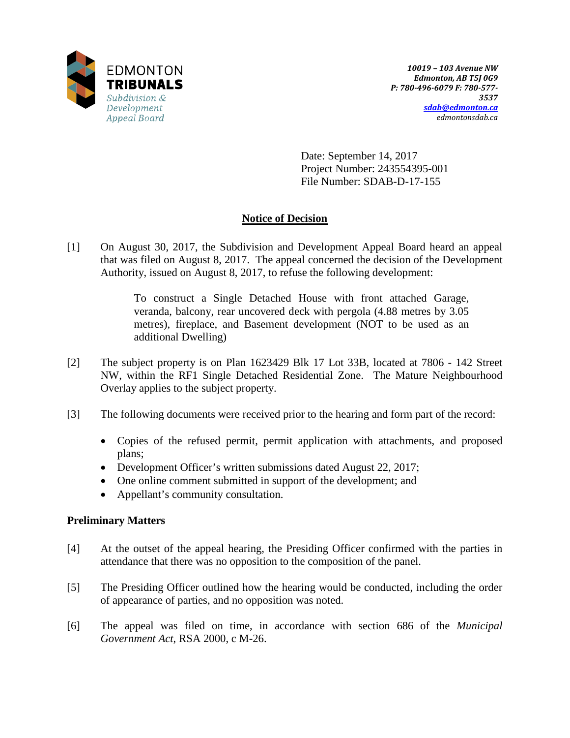EDMONTON **TRIBUNALS**
*Subdivision & Development Appeal Board*

***10019 – 103 Avenue NW***
***Edmonton, AB T5J 0G9***
***P: 780-496-6079 F: 780-577-3537***
***sdab@edmonton.ca***
*edmontonsdab.ca*

Date: September 14, 2017
Project Number: 243554395-001
File Number: SDAB-D-17-155

## Notice of Decision

[1] On August 30, 2017, the Subdivision and Development Appeal Board heard an appeal that was filed on August 8, 2017. The appeal concerned the decision of the Development Authority, issued on August 8, 2017, to refuse the following development:

> To construct a Single Detached House with front attached Garage, veranda, balcony, rear uncovered deck with pergola (4.88 metres by 3.05 metres), fireplace, and Basement development (NOT to be used as an additional Dwelling)

[2] The subject property is on Plan 1623429 Blk 17 Lot 33B, located at 7806 - 142 Street NW, within the RF1 Single Detached Residential Zone. The Mature Neighbourhood Overlay applies to the subject property.

[3] The following documents were received prior to the hearing and form part of the record:

- Copies of the refused permit, permit application with attachments, and proposed plans;
- Development Officer's written submissions dated August 22, 2017;
- One online comment submitted in support of the development; and
- Appellant's community consultation.

### Preliminary Matters

[4] At the outset of the appeal hearing, the Presiding Officer confirmed with the parties in attendance that there was no opposition to the composition of the panel.

[5] The Presiding Officer outlined how the hearing would be conducted, including the order of appearance of parties, and no opposition was noted.

[6] The appeal was filed on time, in accordance with section 686 of the *Municipal Government Act*, RSA 2000, c M-26.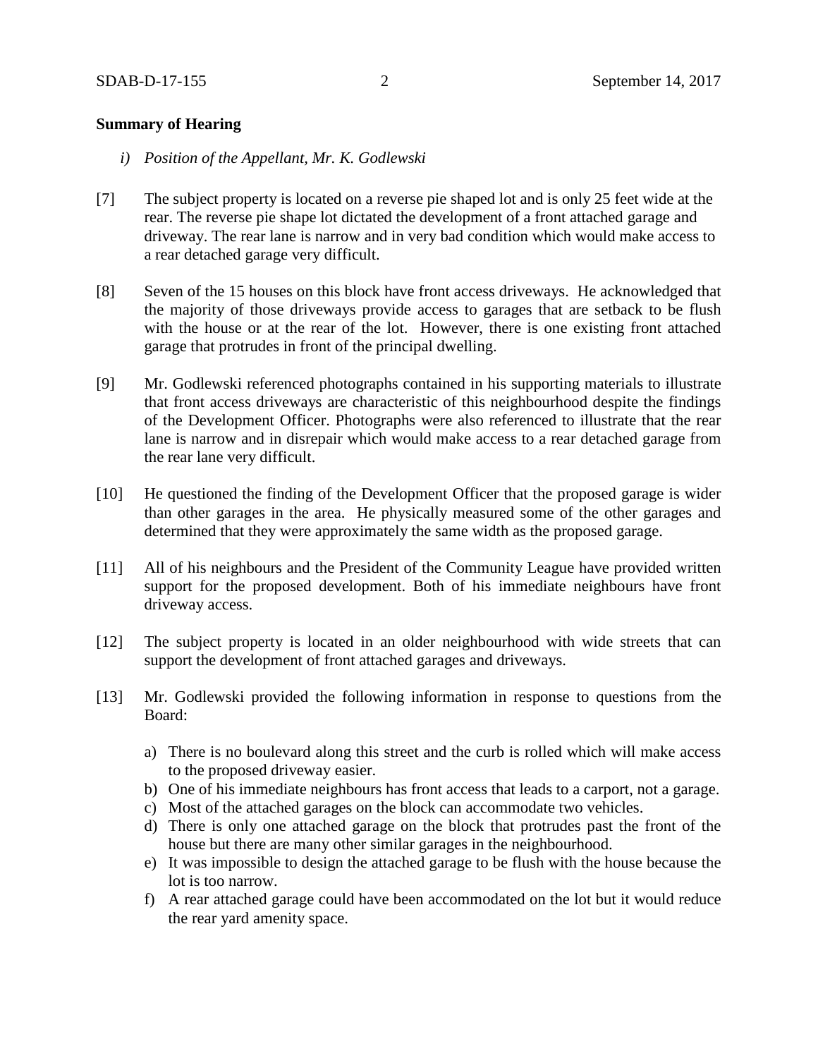**Summary of Hearing**

*i) Position of the Appellant, Mr. K. Godlewski*

[7] The subject property is located on a reverse pie shaped lot and is only 25 feet wide at the rear. The reverse pie shape lot dictated the development of a front attached garage and driveway. The rear lane is narrow and in very bad condition which would make access to a rear detached garage very difficult.

[8] Seven of the 15 houses on this block have front access driveways. He acknowledged that the majority of those driveways provide access to garages that are setback to be flush with the house or at the rear of the lot. However, there is one existing front attached garage that protrudes in front of the principal dwelling.

[9] Mr. Godlewski referenced photographs contained in his supporting materials to illustrate that front access driveways are characteristic of this neighbourhood despite the findings of the Development Officer. Photographs were also referenced to illustrate that the rear lane is narrow and in disrepair which would make access to a rear detached garage from the rear lane very difficult.

[10] He questioned the finding of the Development Officer that the proposed garage is wider than other garages in the area. He physically measured some of the other garages and determined that they were approximately the same width as the proposed garage.

[11] All of his neighbours and the President of the Community League have provided written support for the proposed development. Both of his immediate neighbours have front driveway access.

[12] The subject property is located in an older neighbourhood with wide streets that can support the development of front attached garages and driveways.

[13] Mr. Godlewski provided the following information in response to questions from the Board:

a) There is no boulevard along this street and the curb is rolled which will make access to the proposed driveway easier.
b) One of his immediate neighbours has front access that leads to a carport, not a garage.
c) Most of the attached garages on the block can accommodate two vehicles.
d) There is only one attached garage on the block that protrudes past the front of the house but there are many other similar garages in the neighbourhood.
e) It was impossible to design the attached garage to be flush with the house because the lot is too narrow.
f) A rear attached garage could have been accommodated on the lot but it would reduce the rear yard amenity space.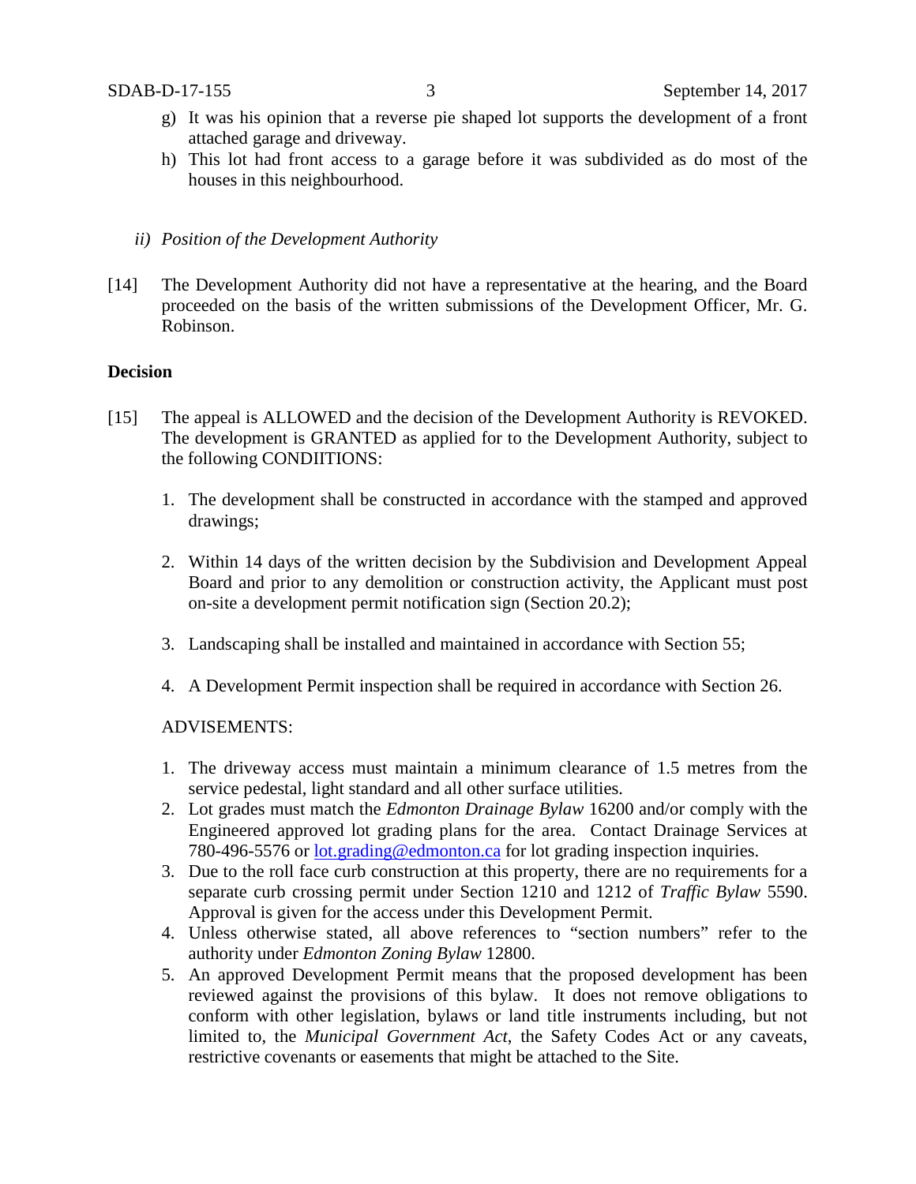g) It was his opinion that a reverse pie shaped lot supports the development of a front attached garage and driveway.

h) This lot had front access to a garage before it was subdivided as do most of the houses in this neighbourhood.

*ii) Position of the Development Authority*

[14] The Development Authority did not have a representative at the hearing, and the Board proceeded on the basis of the written submissions of the Development Officer, Mr. G. Robinson.

**Decision**

[15] The appeal is ALLOWED and the decision of the Development Authority is REVOKED. The development is GRANTED as applied for to the Development Authority, subject to the following CONDIITIONS:

1. The development shall be constructed in accordance with the stamped and approved drawings;

2. Within 14 days of the written decision by the Subdivision and Development Appeal Board and prior to any demolition or construction activity, the Applicant must post on-site a development permit notification sign (Section 20.2);

3. Landscaping shall be installed and maintained in accordance with Section 55;

4. A Development Permit inspection shall be required in accordance with Section 26.

ADVISEMENTS:

1. The driveway access must maintain a minimum clearance of 1.5 metres from the service pedestal, light standard and all other surface utilities.
2. Lot grades must match the *Edmonton Drainage Bylaw* 16200 and/or comply with the Engineered approved lot grading plans for the area. Contact Drainage Services at 780-496-5576 or lot.grading@edmonton.ca for lot grading inspection inquiries.
3. Due to the roll face curb construction at this property, there are no requirements for a separate curb crossing permit under Section 1210 and 1212 of *Traffic Bylaw* 5590. Approval is given for the access under this Development Permit.
4. Unless otherwise stated, all above references to "section numbers" refer to the authority under *Edmonton Zoning Bylaw* 12800.
5. An approved Development Permit means that the proposed development has been reviewed against the provisions of this bylaw. It does not remove obligations to conform with other legislation, bylaws or land title instruments including, but not limited to, the *Municipal Government Act*, the Safety Codes Act or any caveats, restrictive covenants or easements that might be attached to the Site.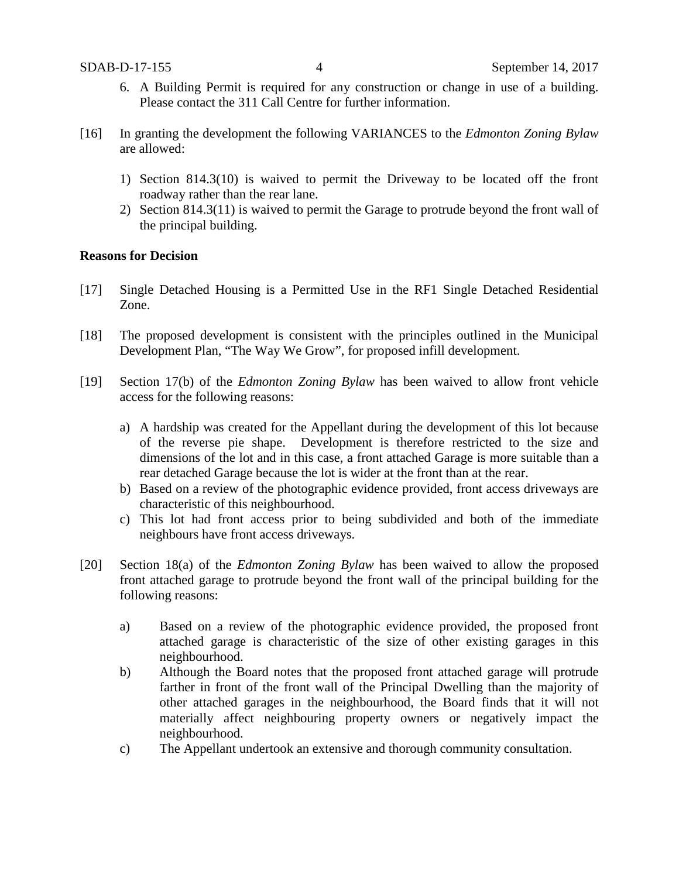6. A Building Permit is required for any construction or change in use of a building. Please contact the 311 Call Centre for further information.

[16] In granting the development the following VARIANCES to the *Edmonton Zoning Bylaw* are allowed:

1) Section 814.3(10) is waived to permit the Driveway to be located off the front roadway rather than the rear lane.
2) Section 814.3(11) is waived to permit the Garage to protrude beyond the front wall of the principal building.

**Reasons for Decision**

[17] Single Detached Housing is a Permitted Use in the RF1 Single Detached Residential Zone.

[18] The proposed development is consistent with the principles outlined in the Municipal Development Plan, "The Way We Grow", for proposed infill development.

[19] Section 17(b) of the *Edmonton Zoning Bylaw* has been waived to allow front vehicle access for the following reasons:

a) A hardship was created for the Appellant during the development of this lot because of the reverse pie shape. Development is therefore restricted to the size and dimensions of the lot and in this case, a front attached Garage is more suitable than a rear detached Garage because the lot is wider at the front than at the rear.
b) Based on a review of the photographic evidence provided, front access driveways are characteristic of this neighbourhood.
c) This lot had front access prior to being subdivided and both of the immediate neighbours have front access driveways.

[20] Section 18(a) of the *Edmonton Zoning Bylaw* has been waived to allow the proposed front attached garage to protrude beyond the front wall of the principal building for the following reasons:

a) Based on a review of the photographic evidence provided, the proposed front attached garage is characteristic of the size of other existing garages in this neighbourhood.
b) Although the Board notes that the proposed front attached garage will protrude farther in front of the front wall of the Principal Dwelling than the majority of other attached garages in the neighbourhood, the Board finds that it will not materially affect neighbouring property owners or negatively impact the neighbourhood.
c) The Appellant undertook an extensive and thorough community consultation.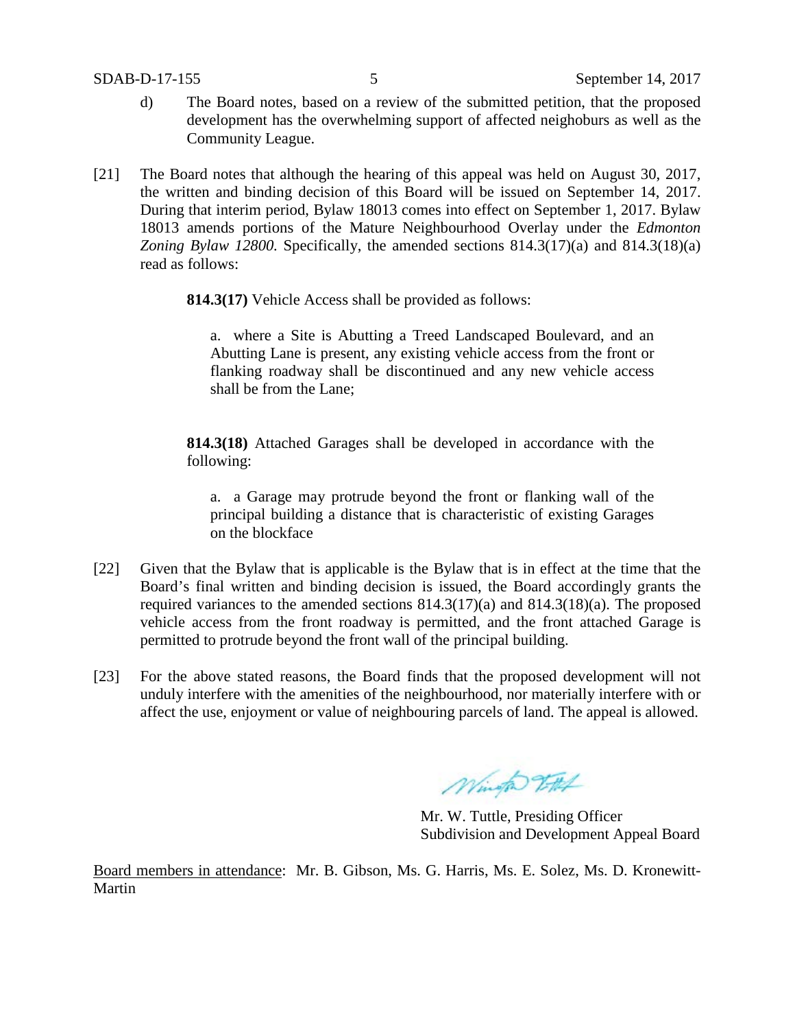d) The Board notes, based on a review of the submitted petition, that the proposed development has the overwhelming support of affected neighoburs as well as the Community League.

[21] The Board notes that although the hearing of this appeal was held on August 30, 2017, the written and binding decision of this Board will be issued on September 14, 2017. During that interim period, Bylaw 18013 comes into effect on September 1, 2017. Bylaw 18013 amends portions of the Mature Neighbourhood Overlay under the *Edmonton Zoning Bylaw 12800*. Specifically, the amended sections 814.3(17)(a) and 814.3(18)(a) read as follows:

> **814.3(17)** Vehicle Access shall be provided as follows:
>
> a. where a Site is Abutting a Treed Landscaped Boulevard, and an Abutting Lane is present, any existing vehicle access from the front or flanking roadway shall be discontinued and any new vehicle access shall be from the Lane;
>
> **814.3(18)** Attached Garages shall be developed in accordance with the following:
>
> a. a Garage may protrude beyond the front or flanking wall of the principal building a distance that is characteristic of existing Garages on the blockface

[22] Given that the Bylaw that is applicable is the Bylaw that is in effect at the time that the Board's final written and binding decision is issued, the Board accordingly grants the required variances to the amended sections 814.3(17)(a) and 814.3(18)(a). The proposed vehicle access from the front roadway is permitted, and the front attached Garage is permitted to protrude beyond the front wall of the principal building.

[23] For the above stated reasons, the Board finds that the proposed development will not unduly interfere with the amenities of the neighbourhood, nor materially interfere with or affect the use, enjoyment or value of neighbouring parcels of land. The appeal is allowed.

Mr. W. Tuttle, Presiding Officer
Subdivision and Development Appeal Board

Board members in attendance: Mr. B. Gibson, Ms. G. Harris, Ms. E. Solez, Ms. D. Kronewitt-Martin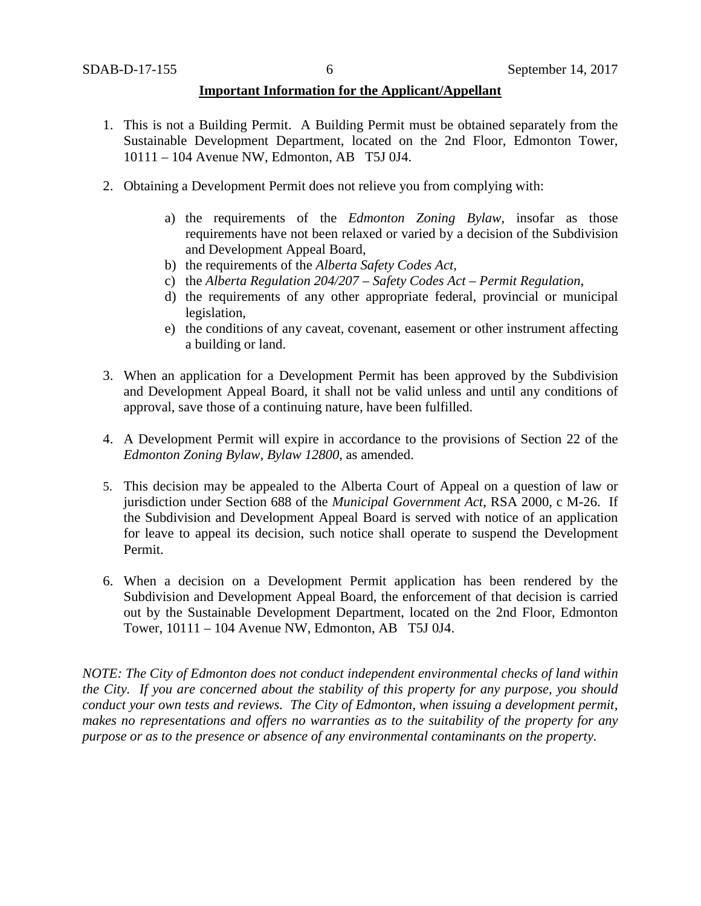**Important Information for the Applicant/Appellant**

1. This is not a Building Permit. A Building Permit must be obtained separately from the Sustainable Development Department, located on the 2nd Floor, Edmonton Tower, 10111 – 104 Avenue NW, Edmonton, AB T5J 0J4.

2. Obtaining a Development Permit does not relieve you from complying with:

   a) the requirements of the *Edmonton Zoning Bylaw*, insofar as those requirements have not been relaxed or varied by a decision of the Subdivision and Development Appeal Board,
   b) the requirements of the *Alberta Safety Codes Act*,
   c) the *Alberta Regulation 204/207 – Safety Codes Act – Permit Regulation*,
   d) the requirements of any other appropriate federal, provincial or municipal legislation,
   e) the conditions of any caveat, covenant, easement or other instrument affecting a building or land.

3. When an application for a Development Permit has been approved by the Subdivision and Development Appeal Board, it shall not be valid unless and until any conditions of approval, save those of a continuing nature, have been fulfilled.

4. A Development Permit will expire in accordance to the provisions of Section 22 of the *Edmonton Zoning Bylaw, Bylaw 12800*, as amended.

5. This decision may be appealed to the Alberta Court of Appeal on a question of law or jurisdiction under Section 688 of the *Municipal Government Act*, RSA 2000, c M-26. If the Subdivision and Development Appeal Board is served with notice of an application for leave to appeal its decision, such notice shall operate to suspend the Development Permit.

6. When a decision on a Development Permit application has been rendered by the Subdivision and Development Appeal Board, the enforcement of that decision is carried out by the Sustainable Development Department, located on the 2nd Floor, Edmonton Tower, 10111 – 104 Avenue NW, Edmonton, AB T5J 0J4.

*NOTE: The City of Edmonton does not conduct independent environmental checks of land within the City. If you are concerned about the stability of this property for any purpose, you should conduct your own tests and reviews. The City of Edmonton, when issuing a development permit, makes no representations and offers no warranties as to the suitability of the property for any purpose or as to the presence or absence of any environmental contaminants on the property.*